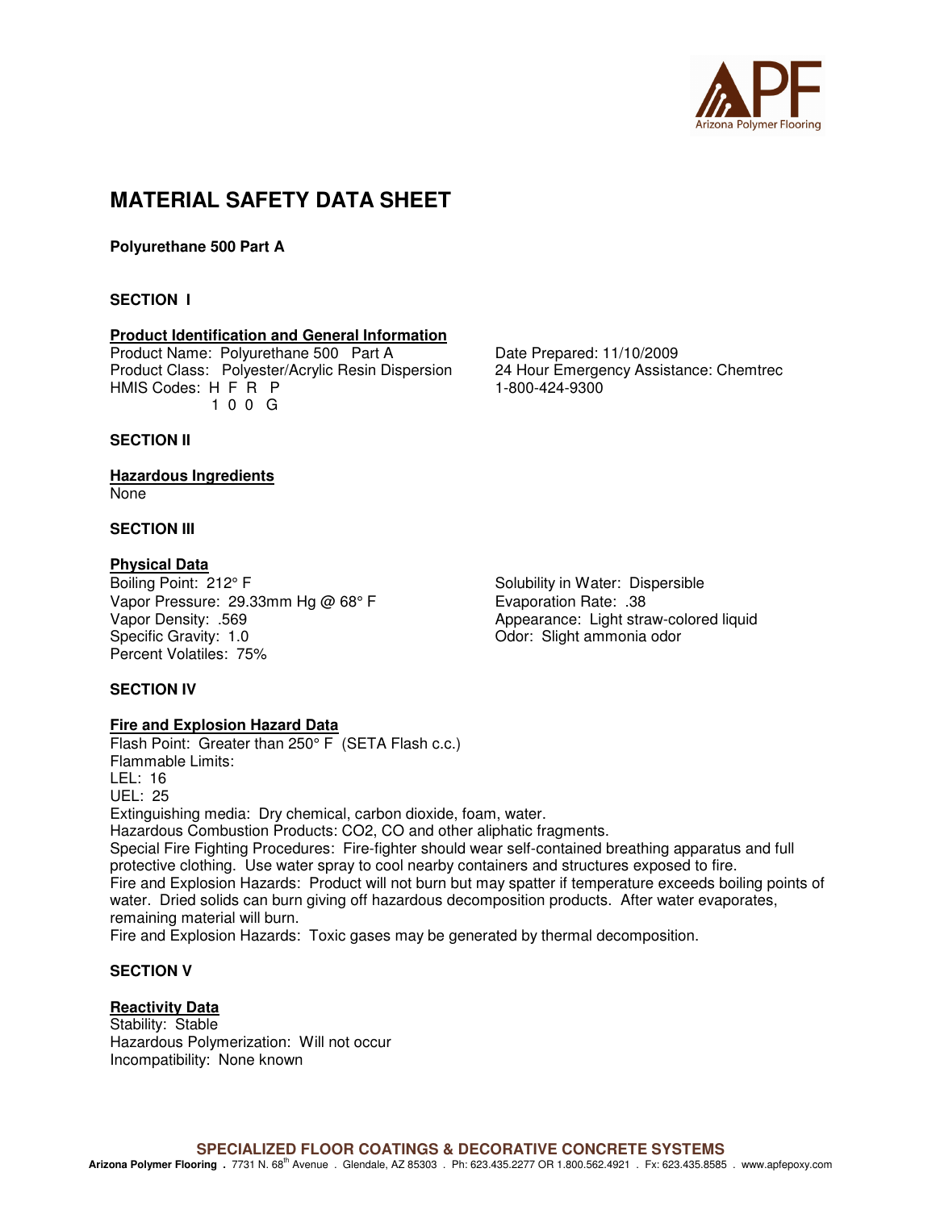# MATERIAL SAFETY DATA SHEET

**Polyurethane 500 Part A**

## SECTION I

### Product Identification and General Information

Product Name: Polyurethane 500 Part A
Product Class: Polyester/Acrylic Resin Dispersion
HMIS Codes: H F R P
1 0 0 G

Date Prepared: 11/10/2009
24 Hour Emergency Assistance: Chemtrec
1-800-424-9300

## SECTION II

### Hazardous Ingredients

None

## SECTION III

### Physical Data

Boiling Point: 212° F
Vapor Pressure: 29.33mm Hg @ 68° F
Vapor Density: .569
Specific Gravity: 1.0
Percent Volatiles: 75%

Solubility in Water: Dispersible
Evaporation Rate: .38
Appearance: Light straw-colored liquid
Odor: Slight ammonia odor

## SECTION IV

### Fire and Explosion Hazard Data

Flash Point: Greater than 250° F (SETA Flash c.c.)
Flammable Limits:
LEL: 16
UEL: 25
Extinguishing media: Dry chemical, carbon dioxide, foam, water.
Hazardous Combustion Products: $CO_2$, CO and other aliphatic fragments.
Special Fire Fighting Procedures: Fire-fighter should wear self-contained breathing apparatus and full protective clothing. Use water spray to cool nearby containers and structures exposed to fire.
Fire and Explosion Hazards: Product will not burn but may spatter if temperature exceeds boiling points of water. Dried solids can burn giving off hazardous decomposition products. After water evaporates, remaining material will burn.
Fire and Explosion Hazards: Toxic gases may be generated by thermal decomposition.

## SECTION V

### Reactivity Data

Stability: Stable
Hazardous Polymerization: Will not occur
Incompatibility: None known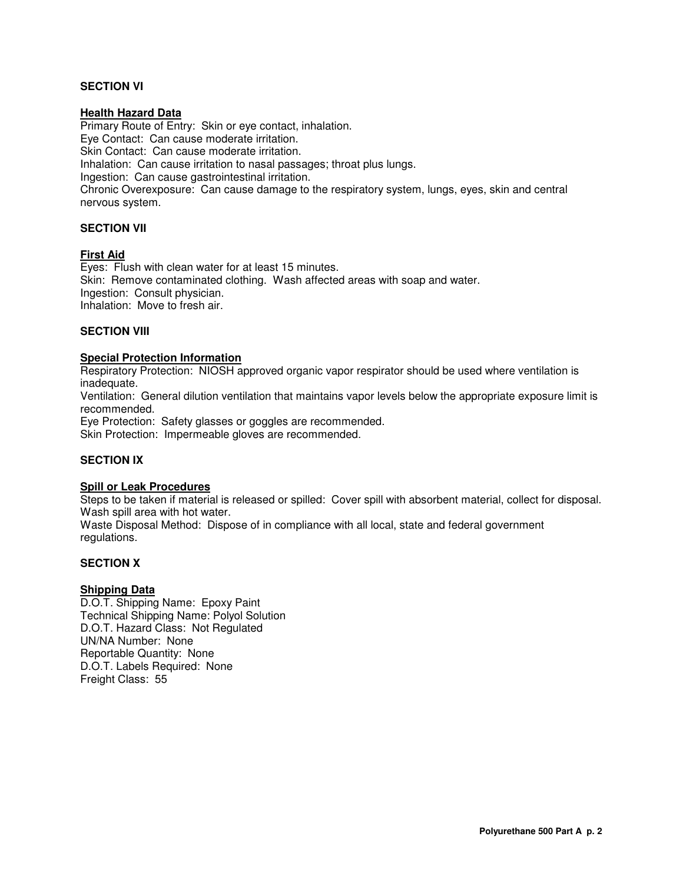**SECTION VI**

**Health Hazard Data**

Primary Route of Entry: Skin or eye contact, inhalation.
Eye Contact: Can cause moderate irritation.
Skin Contact: Can cause moderate irritation.
Inhalation: Can cause irritation to nasal passages; throat plus lungs.
Ingestion: Can cause gastrointestinal irritation.
Chronic Overexposure: Can cause damage to the respiratory system, lungs, eyes, skin and central nervous system.

**SECTION VII**

**First Aid**

Eyes: Flush with clean water for at least 15 minutes.
Skin: Remove contaminated clothing. Wash affected areas with soap and water.
Ingestion: Consult physician.
Inhalation: Move to fresh air.

**SECTION VIII**

**Special Protection Information**

Respiratory Protection: NIOSH approved organic vapor respirator should be used where ventilation is inadequate.
Ventilation: General dilution ventilation that maintains vapor levels below the appropriate exposure limit is recommended.
Eye Protection: Safety glasses or goggles are recommended.
Skin Protection: Impermeable gloves are recommended.

**SECTION IX**

**Spill or Leak Procedures**

Steps to be taken if material is released or spilled: Cover spill with absorbent material, collect for disposal. Wash spill area with hot water.
Waste Disposal Method: Dispose of in compliance with all local, state and federal government regulations.

**SECTION X**

**Shipping Data**

D.O.T. Shipping Name: Epoxy Paint
Technical Shipping Name: Polyol Solution
D.O.T. Hazard Class: Not Regulated
UN/NA Number: None
Reportable Quantity: None
D.O.T. Labels Required: None
Freight Class: 55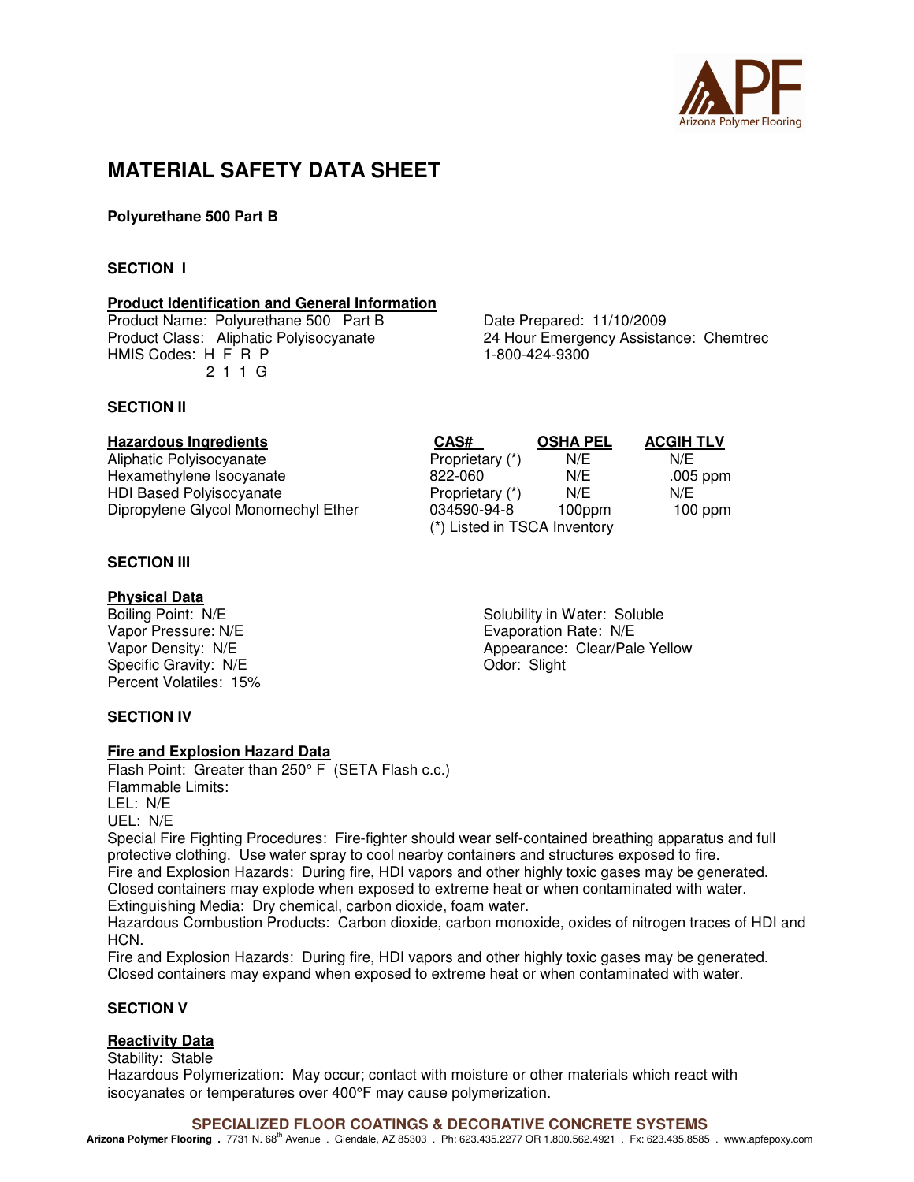# MATERIAL SAFETY DATA SHEET

**Polyurethane 500 Part B**

**SECTION I**

**Product Identification and General Information**

Product Name: Polyurethane 500 Part B
Product Class: Aliphatic Polyisocyanate
HMIS Codes: H F R P
2 1 1 G

Date Prepared: 11/10/2009
24 Hour Emergency Assistance: Chemtrec
1-800-424-9300

**SECTION II**

| Hazardous Ingredients | CAS# | OSHA PEL | ACGIH TLV |
|---|---|---|---|
| Aliphatic Polyisocyanate | Proprietary (*) | N/E | N/E |
| Hexamethylene Isocyanate | 822-060 | N/E | .005 ppm |
| HDI Based Polyisocyanate | Proprietary (*) | N/E | N/E |
| Dipropylene Glycol Monomechyl Ether | 034590-94-8 | 100ppm | 100 ppm |

(*) Listed in TSCA Inventory

**SECTION III**

**Physical Data**

Boiling Point: N/E
Vapor Pressure: N/E
Vapor Density: N/E
Specific Gravity: N/E
Percent Volatiles: 15%

Solubility in Water: Soluble
Evaporation Rate: N/E
Appearance: Clear/Pale Yellow
Odor: Slight

**SECTION IV**

**Fire and Explosion Hazard Data**

Flash Point: Greater than 250° F (SETA Flash c.c.)
Flammable Limits:
LEL: N/E
UEL: N/E
Special Fire Fighting Procedures: Fire-fighter should wear self-contained breathing apparatus and full protective clothing. Use water spray to cool nearby containers and structures exposed to fire.
Fire and Explosion Hazards: During fire, HDI vapors and other highly toxic gases may be generated. Closed containers may explode when exposed to extreme heat or when contaminated with water.
Extinguishing Media: Dry chemical, carbon dioxide, foam water.
Hazardous Combustion Products: Carbon dioxide, carbon monoxide, oxides of nitrogen traces of HDI and HCN.
Fire and Explosion Hazards: During fire, HDI vapors and other highly toxic gases may be generated. Closed containers may expand when exposed to extreme heat or when contaminated with water.

**SECTION V**

**Reactivity Data**

Stability: Stable
Hazardous Polymerization: May occur; contact with moisture or other materials which react with isocyanates or temperatures over 400°F may cause polymerization.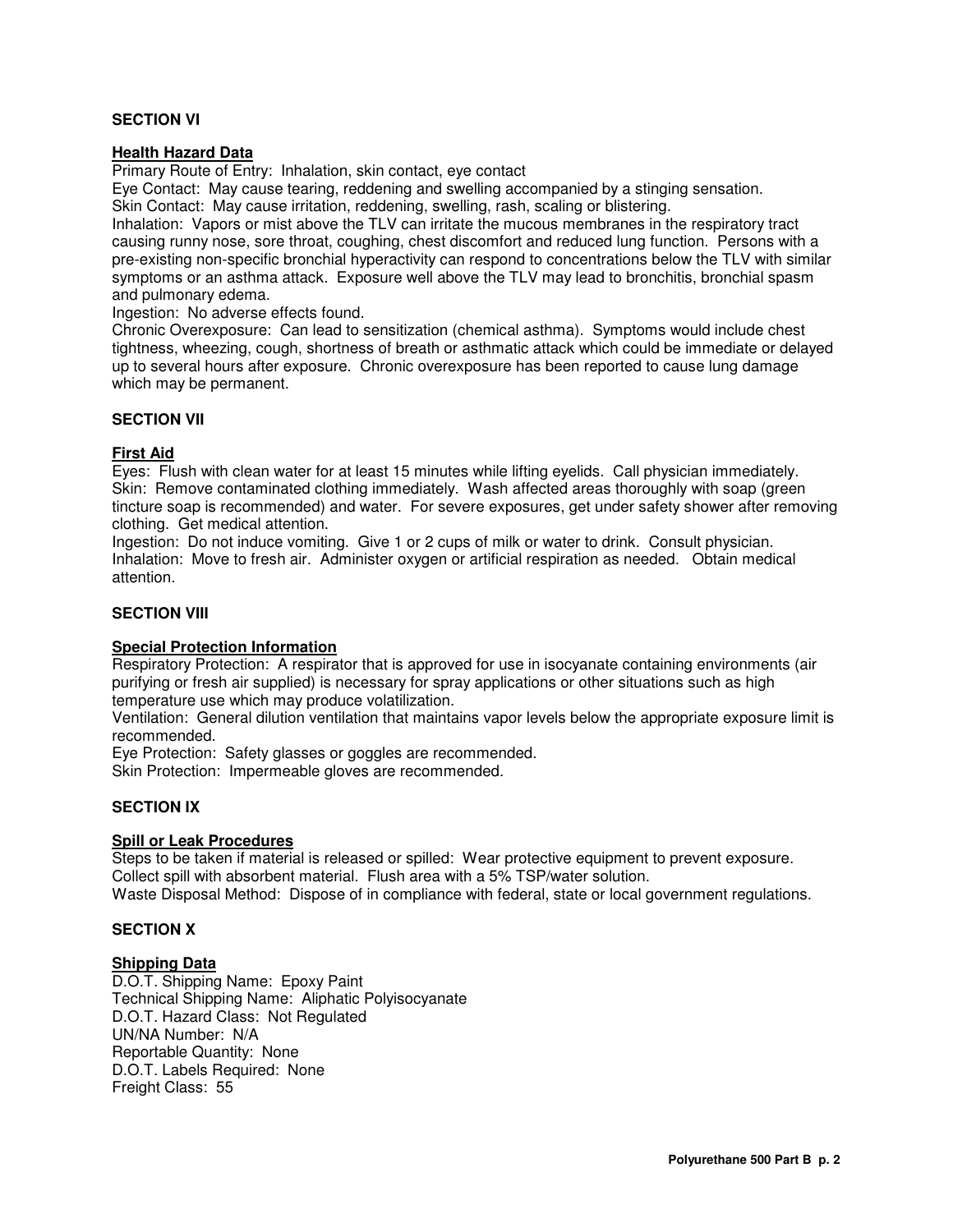**SECTION VI**

**Health Hazard Data**

Primary Route of Entry: Inhalation, skin contact, eye contact
Eye Contact: May cause tearing, reddening and swelling accompanied by a stinging sensation.
Skin Contact: May cause irritation, reddening, swelling, rash, scaling or blistering.
Inhalation: Vapors or mist above the TLV can irritate the mucous membranes in the respiratory tract causing runny nose, sore throat, coughing, chest discomfort and reduced lung function. Persons with a pre-existing non-specific bronchial hyperactivity can respond to concentrations below the TLV with similar symptoms or an asthma attack. Exposure well above the TLV may lead to bronchitis, bronchial spasm and pulmonary edema.
Ingestion: No adverse effects found.
Chronic Overexposure: Can lead to sensitization (chemical asthma). Symptoms would include chest tightness, wheezing, cough, shortness of breath or asthmatic attack which could be immediate or delayed up to several hours after exposure. Chronic overexposure has been reported to cause lung damage which may be permanent.

**SECTION VII**

**First Aid**

Eyes: Flush with clean water for at least 15 minutes while lifting eyelids. Call physician immediately.
Skin: Remove contaminated clothing immediately. Wash affected areas thoroughly with soap (green tincture soap is recommended) and water. For severe exposures, get under safety shower after removing clothing. Get medical attention.
Ingestion: Do not induce vomiting. Give 1 or 2 cups of milk or water to drink. Consult physician.
Inhalation: Move to fresh air. Administer oxygen or artificial respiration as needed. Obtain medical attention.

**SECTION VIII**

**Special Protection Information**

Respiratory Protection: A respirator that is approved for use in isocyanate containing environments (air purifying or fresh air supplied) is necessary for spray applications or other situations such as high temperature use which may produce volatilization.
Ventilation: General dilution ventilation that maintains vapor levels below the appropriate exposure limit is recommended.
Eye Protection: Safety glasses or goggles are recommended.
Skin Protection: Impermeable gloves are recommended.

**SECTION IX**

**Spill or Leak Procedures**

Steps to be taken if material is released or spilled: Wear protective equipment to prevent exposure. Collect spill with absorbent material. Flush area with a 5% TSP/water solution.
Waste Disposal Method: Dispose of in compliance with federal, state or local government regulations.

**SECTION X**

**Shipping Data**

D.O.T. Shipping Name: Epoxy Paint
Technical Shipping Name: Aliphatic Polyisocyanate
D.O.T. Hazard Class: Not Regulated
UN/NA Number: N/A
Reportable Quantity: None
D.O.T. Labels Required: None
Freight Class: 55